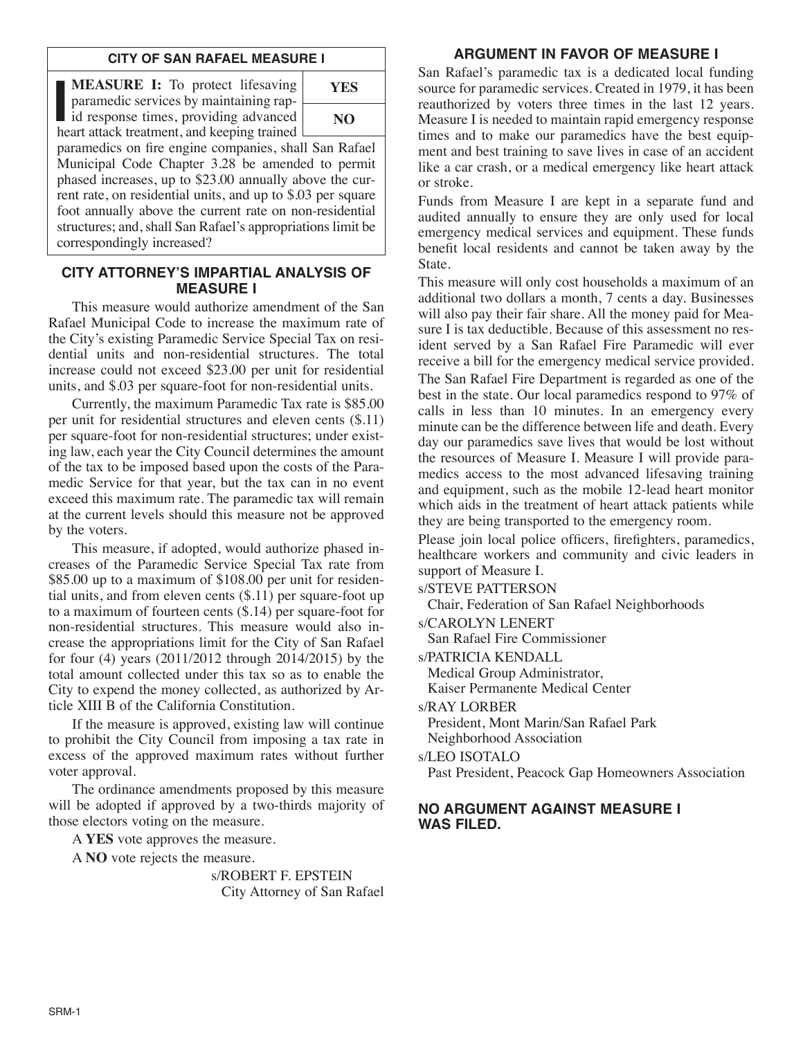## CITY OF SAN RAFAEL MEASURE I

**MEASURE I:** To protect lifesaving paramedic services by maintaining rapid response times, providing advanced heart attack treatment, and keeping trained paramedics on fire engine companies, shall San Rafael Municipal Code Chapter 3.28 be amended to permit phased increases, up to $23.00 annually above the current rate, on residential units, and up to $.03 per square foot annually above the current rate on non-residential structures; and, shall San Rafael's appropriations limit be correspondingly increased?

| YES |
| --- |
| NO |

## CITY ATTORNEY'S IMPARTIAL ANALYSIS OF MEASURE I

This measure would authorize amendment of the San Rafael Municipal Code to increase the maximum rate of the City's existing Paramedic Service Special Tax on residential units and non-residential structures. The total increase could not exceed $23.00 per unit for residential units, and $.03 per square-foot for non-residential units.

Currently, the maximum Paramedic Tax rate is $85.00 per unit for residential structures and eleven cents ($.11) per square-foot for non-residential structures; under existing law, each year the City Council determines the amount of the tax to be imposed based upon the costs of the Paramedic Service for that year, but the tax can in no event exceed this maximum rate. The paramedic tax will remain at the current levels should this measure not be approved by the voters.

This measure, if adopted, would authorize phased increases of the Paramedic Service Special Tax rate from $85.00 up to a maximum of $108.00 per unit for residential units, and from eleven cents ($.11) per square-foot up to a maximum of fourteen cents ($.14) per square-foot for non-residential structures. This measure would also increase the appropriations limit for the City of San Rafael for four (4) years (2011/2012 through 2014/2015) by the total amount collected under this tax so as to enable the City to expend the money collected, as authorized by Article XIII B of the California Constitution.

If the measure is approved, existing law will continue to prohibit the City Council from imposing a tax rate in excess of the approved maximum rates without further voter approval.

The ordinance amendments proposed by this measure will be adopted if approved by a two-thirds majority of those electors voting on the measure.

A **YES** vote approves the measure.

A **NO** vote rejects the measure.

s/ROBERT F. EPSTEIN
City Attorney of San Rafael

## ARGUMENT IN FAVOR OF MEASURE I

San Rafael's paramedic tax is a dedicated local funding source for paramedic services. Created in 1979, it has been reauthorized by voters three times in the last 12 years. Measure I is needed to maintain rapid emergency response times and to make our paramedics have the best equipment and best training to save lives in case of an accident like a car crash, or a medical emergency like heart attack or stroke.

Funds from Measure I are kept in a separate fund and audited annually to ensure they are only used for local emergency medical services and equipment. These funds benefit local residents and cannot be taken away by the State.

This measure will only cost households a maximum of an additional two dollars a month, 7 cents a day. Businesses will also pay their fair share. All the money paid for Measure I is tax deductible. Because of this assessment no resident served by a San Rafael Fire Paramedic will ever receive a bill for the emergency medical service provided.

The San Rafael Fire Department is regarded as one of the best in the state. Our local paramedics respond to 97% of calls in less than 10 minutes. In an emergency every minute can be the difference between life and death. Every day our paramedics save lives that would be lost without the resources of Measure I. Measure I will provide paramedics access to the most advanced lifesaving training and equipment, such as the mobile 12-lead heart monitor which aids in the treatment of heart attack patients while they are being transported to the emergency room.

Please join local police officers, firefighters, paramedics, healthcare workers and community and civic leaders in support of Measure I.

s/STEVE PATTERSON
Chair, Federation of San Rafael Neighborhoods

s/CAROLYN LENERT
San Rafael Fire Commissioner

s/PATRICIA KENDALL
Medical Group Administrator,
Kaiser Permanente Medical Center

s/RAY LORBER
President, Mont Marin/San Rafael Park
Neighborhood Association

s/LEO ISOTALO
Past President, Peacock Gap Homeowners Association

## NO ARGUMENT AGAINST MEASURE I WAS FILED.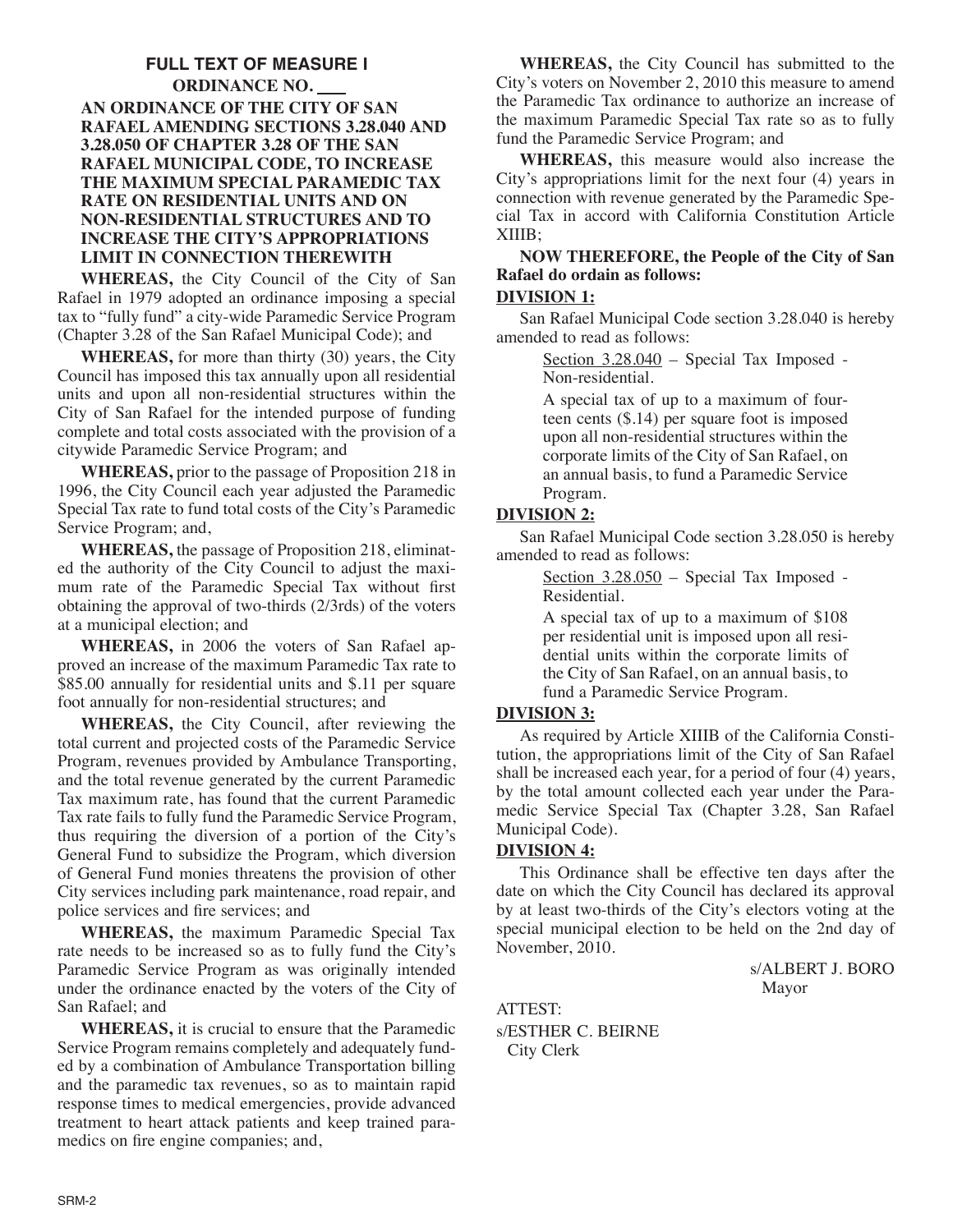## FULL TEXT OF MEASURE I

**ORDINANCE NO. \_\_\_**

**AN ORDINANCE OF THE CITY OF SAN RAFAEL AMENDING SECTIONS 3.28.040 AND 3.28.050 OF CHAPTER 3.28 OF THE SAN RAFAEL MUNICIPAL CODE, TO INCREASE THE MAXIMUM SPECIAL PARAMEDIC TAX RATE ON RESIDENTIAL UNITS AND ON NON-RESIDENTIAL STRUCTURES AND TO INCREASE THE CITY'S APPROPRIATIONS LIMIT IN CONNECTION THEREWITH**

**WHEREAS,** the City Council of the City of San Rafael in 1979 adopted an ordinance imposing a special tax to "fully fund" a city-wide Paramedic Service Program (Chapter 3.28 of the San Rafael Municipal Code); and

**WHEREAS,** for more than thirty (30) years, the City Council has imposed this tax annually upon all residential units and upon all non-residential structures within the City of San Rafael for the intended purpose of funding complete and total costs associated with the provision of a citywide Paramedic Service Program; and

**WHEREAS,** prior to the passage of Proposition 218 in 1996, the City Council each year adjusted the Paramedic Special Tax rate to fund total costs of the City's Paramedic Service Program; and,

**WHEREAS,** the passage of Proposition 218, eliminated the authority of the City Council to adjust the maximum rate of the Paramedic Special Tax without first obtaining the approval of two-thirds (2/3rds) of the voters at a municipal election; and

**WHEREAS,** in 2006 the voters of San Rafael approved an increase of the maximum Paramedic Tax rate to $85.00 annually for residential units and $.11 per square foot annually for non-residential structures; and

**WHEREAS,** the City Council, after reviewing the total current and projected costs of the Paramedic Service Program, revenues provided by Ambulance Transporting, and the total revenue generated by the current Paramedic Tax maximum rate, has found that the current Paramedic Tax rate fails to fully fund the Paramedic Service Program, thus requiring the diversion of a portion of the City's General Fund to subsidize the Program, which diversion of General Fund monies threatens the provision of other City services including park maintenance, road repair, and police services and fire services; and

**WHEREAS,** the maximum Paramedic Special Tax rate needs to be increased so as to fully fund the City's Paramedic Service Program as was originally intended under the ordinance enacted by the voters of the City of San Rafael; and

**WHEREAS,** it is crucial to ensure that the Paramedic Service Program remains completely and adequately funded by a combination of Ambulance Transportation billing and the paramedic tax revenues, so as to maintain rapid response times to medical emergencies, provide advanced treatment to heart attack patients and keep trained paramedics on fire engine companies; and,

**WHEREAS,** the City Council has submitted to the City's voters on November 2, 2010 this measure to amend the Paramedic Tax ordinance to authorize an increase of the maximum Paramedic Special Tax rate so as to fully fund the Paramedic Service Program; and

**WHEREAS,** this measure would also increase the City's appropriations limit for the next four (4) years in connection with revenue generated by the Paramedic Special Tax in accord with California Constitution Article XIIIB;

**NOW THEREFORE, the People of the City of San Rafael do ordain as follows:**

**DIVISION 1:**

San Rafael Municipal Code section 3.28.040 is hereby amended to read as follows:

> Section 3.28.040 – Special Tax Imposed - Non-residential.
>
> A special tax of up to a maximum of fourteen cents ($.14) per square foot is imposed upon all non-residential structures within the corporate limits of the City of San Rafael, on an annual basis, to fund a Paramedic Service Program.

**DIVISION 2:**

San Rafael Municipal Code section 3.28.050 is hereby amended to read as follows:

> Section 3.28.050 – Special Tax Imposed - Residential.
>
> A special tax of up to a maximum of $108 per residential unit is imposed upon all residential units within the corporate limits of the City of San Rafael, on an annual basis, to fund a Paramedic Service Program.

**DIVISION 3:**

As required by Article XIIIB of the California Constitution, the appropriations limit of the City of San Rafael shall be increased each year, for a period of four (4) years, by the total amount collected each year under the Paramedic Service Special Tax (Chapter 3.28, San Rafael Municipal Code).

**DIVISION 4:**

This Ordinance shall be effective ten days after the date on which the City Council has declared its approval by at least two-thirds of the City's electors voting at the special municipal election to be held on the 2nd day of November, 2010.

s/ALBERT J. BORO
Mayor

ATTEST:

s/ESTHER C. BEIRNE
City Clerk